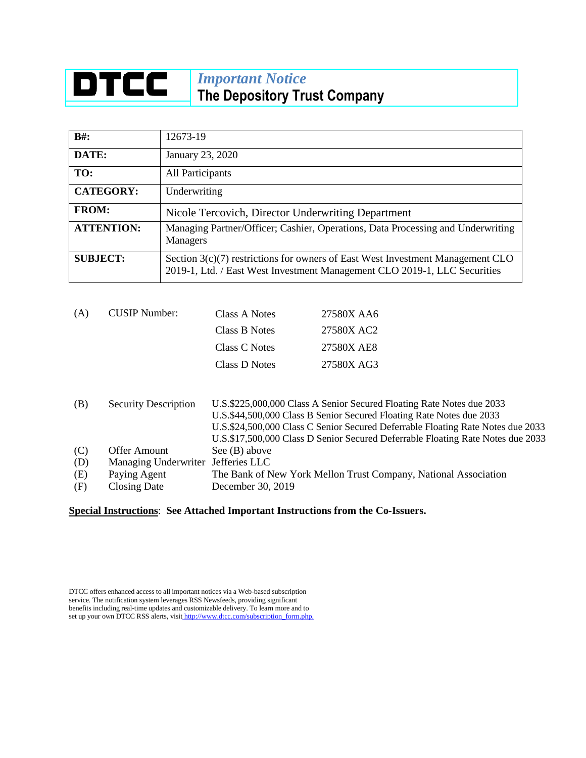# DTCC

*Important Notice*

**The Depository Trust Company**

| | |
|---|---|
| **B#:** | 12673-19 |
| **DATE:** | January 23, 2020 |
| **TO:** | All Participants |
| **CATEGORY:** | Underwriting |
| **FROM:** | Nicole Tercovich, Director Underwriting Department |
| **ATTENTION:** | Managing Partner/Officer; Cashier, Operations, Data Processing and Underwriting Managers |
| **SUBJECT:** | Section 3(c)(7) restrictions for owners of East West Investment Management CLO 2019-1, Ltd. / East West Investment Management CLO 2019-1, LLC Securities |

(A) CUSIP Number:

| | |
|---|---|
| Class A Notes | 27580X AA6 |
| Class B Notes | 27580X AC2 |
| Class C Notes | 27580X AE8 |
| Class D Notes | 27580X AG3 |

(B) Security Description
U.S.$225,000,000 Class A Senior Secured Floating Rate Notes due 2033
U.S.$44,500,000 Class B Senior Secured Floating Rate Notes due 2033
U.S.$24,500,000 Class C Senior Secured Deferrable Floating Rate Notes due 2033
U.S.$17,500,000 Class D Senior Secured Deferrable Floating Rate Notes due 2033

(C) Offer Amount: See (B) above

(D) Managing Underwriter: Jefferies LLC

(E) Paying Agent: The Bank of New York Mellon Trust Company, National Association

(F) Closing Date: December 30, 2019

**Special Instructions**: **See Attached Important Instructions from the Co-Issuers.**

DTCC offers enhanced access to all important notices via a Web-based subscription service. The notification system leverages RSS Newsfeeds, providing significant benefits including real-time updates and customizable delivery. To learn more and to set up your own DTCC RSS alerts, visit http://www.dtcc.com/subscription_form.php.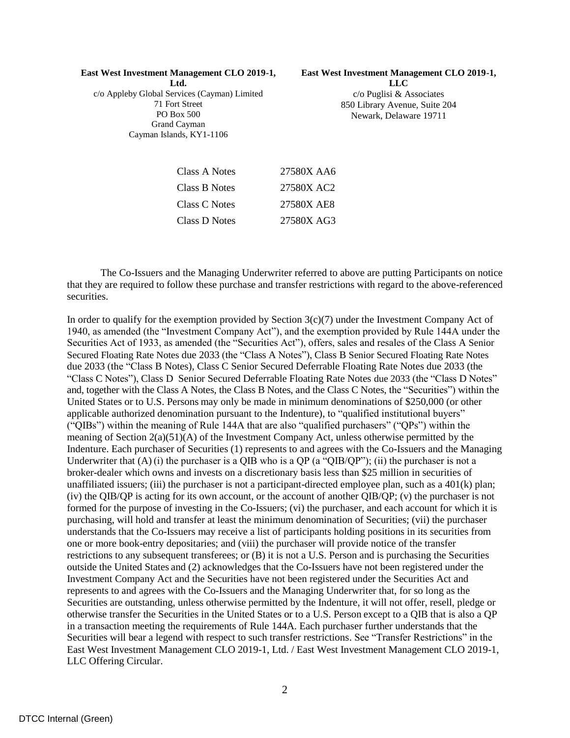**East West Investment Management CLO 2019-1, Ltd.**
c/o Appleby Global Services (Cayman) Limited
71 Fort Street
PO Box 500
Grand Cayman
Cayman Islands, KY1-1106

**East West Investment Management CLO 2019-1, LLC**
c/o Puglisi & Associates
850 Library Avenue, Suite 204
Newark, Delaware 19711

| | |
|---|---|
| Class A Notes | 27580X AA6 |
| Class B Notes | 27580X AC2 |
| Class C Notes | 27580X AE8 |
| Class D Notes | 27580X AG3 |

The Co-Issuers and the Managing Underwriter referred to above are putting Participants on notice that they are required to follow these purchase and transfer restrictions with regard to the above-referenced securities.

In order to qualify for the exemption provided by Section 3(c)(7) under the Investment Company Act of 1940, as amended (the "Investment Company Act"), and the exemption provided by Rule 144A under the Securities Act of 1933, as amended (the "Securities Act"), offers, sales and resales of the Class A Senior Secured Floating Rate Notes due 2033 (the "Class A Notes"), Class B Senior Secured Floating Rate Notes due 2033 (the "Class B Notes), Class C Senior Secured Deferrable Floating Rate Notes due 2033 (the "Class C Notes"), Class D Senior Secured Deferrable Floating Rate Notes due 2033 (the "Class D Notes" and, together with the Class A Notes, the Class B Notes, and the Class C Notes, the "Securities") within the United States or to U.S. Persons may only be made in minimum denominations of $250,000 (or other applicable authorized denomination pursuant to the Indenture), to "qualified institutional buyers" ("QIBs") within the meaning of Rule 144A that are also "qualified purchasers" ("QPs") within the meaning of Section 2(a)(51)(A) of the Investment Company Act, unless otherwise permitted by the Indenture. Each purchaser of Securities (1) represents to and agrees with the Co-Issuers and the Managing Underwriter that (A) (i) the purchaser is a QIB who is a QP (a "QIB/QP"); (ii) the purchaser is not a broker-dealer which owns and invests on a discretionary basis less than $25 million in securities of unaffiliated issuers; (iii) the purchaser is not a participant-directed employee plan, such as a 401(k) plan; (iv) the QIB/QP is acting for its own account, or the account of another QIB/QP; (v) the purchaser is not formed for the purpose of investing in the Co-Issuers; (vi) the purchaser, and each account for which it is purchasing, will hold and transfer at least the minimum denomination of Securities; (vii) the purchaser understands that the Co-Issuers may receive a list of participants holding positions in its securities from one or more book-entry depositaries; and (viii) the purchaser will provide notice of the transfer restrictions to any subsequent transferees; or (B) it is not a U.S. Person and is purchasing the Securities outside the United States and (2) acknowledges that the Co-Issuers have not been registered under the Investment Company Act and the Securities have not been registered under the Securities Act and represents to and agrees with the Co-Issuers and the Managing Underwriter that, for so long as the Securities are outstanding, unless otherwise permitted by the Indenture, it will not offer, resell, pledge or otherwise transfer the Securities in the United States or to a U.S. Person except to a QIB that is also a QP in a transaction meeting the requirements of Rule 144A. Each purchaser further understands that the Securities will bear a legend with respect to such transfer restrictions. See "Transfer Restrictions" in the East West Investment Management CLO 2019-1, Ltd. / East West Investment Management CLO 2019-1, LLC Offering Circular.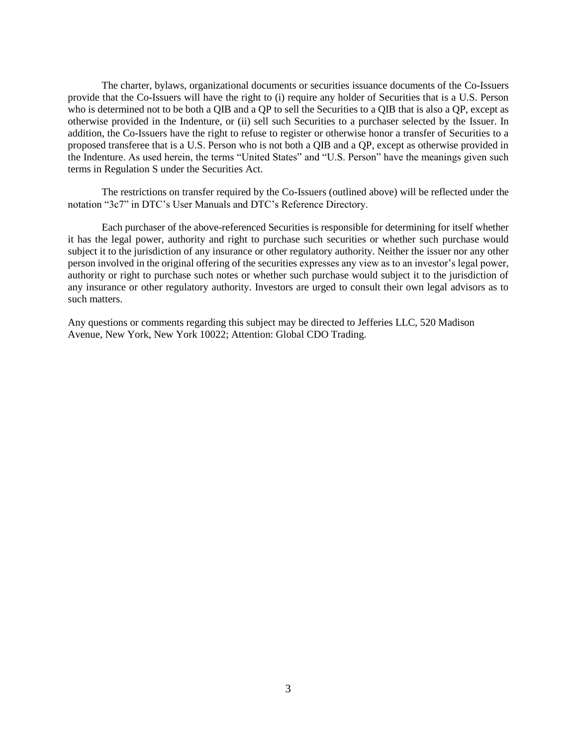The charter, bylaws, organizational documents or securities issuance documents of the Co-Issuers provide that the Co-Issuers will have the right to (i) require any holder of Securities that is a U.S. Person who is determined not to be both a QIB and a QP to sell the Securities to a QIB that is also a QP, except as otherwise provided in the Indenture, or (ii) sell such Securities to a purchaser selected by the Issuer. In addition, the Co-Issuers have the right to refuse to register or otherwise honor a transfer of Securities to a proposed transferee that is a U.S. Person who is not both a QIB and a QP, except as otherwise provided in the Indenture. As used herein, the terms "United States" and "U.S. Person" have the meanings given such terms in Regulation S under the Securities Act.

The restrictions on transfer required by the Co-Issuers (outlined above) will be reflected under the notation "3c7" in DTC's User Manuals and DTC's Reference Directory.

Each purchaser of the above-referenced Securities is responsible for determining for itself whether it has the legal power, authority and right to purchase such securities or whether such purchase would subject it to the jurisdiction of any insurance or other regulatory authority. Neither the issuer nor any other person involved in the original offering of the securities expresses any view as to an investor's legal power, authority or right to purchase such notes or whether such purchase would subject it to the jurisdiction of any insurance or other regulatory authority. Investors are urged to consult their own legal advisors as to such matters.

Any questions or comments regarding this subject may be directed to Jefferies LLC, 520 Madison Avenue, New York, New York 10022; Attention: Global CDO Trading.